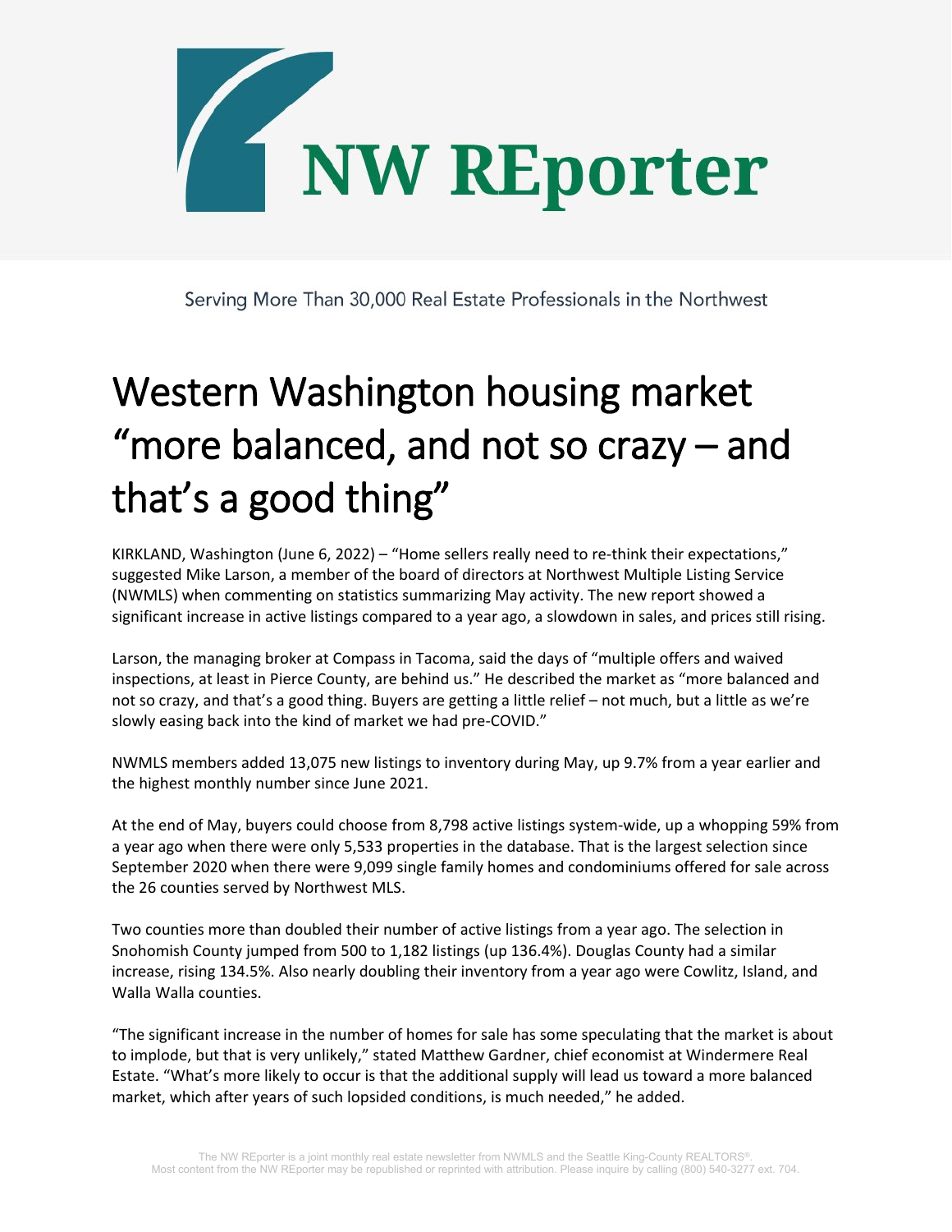# NW REporter

Serving More Than 30,000 Real Estate Professionals in the Northwest

# Western Washington housing market "more balanced, and not so crazy – and that's a good thing"

KIRKLAND, Washington (June 6, 2022) – "Home sellers really need to re-think their expectations," suggested Mike Larson, a member of the board of directors at Northwest Multiple Listing Service (NWMLS) when commenting on statistics summarizing May activity. The new report showed a significant increase in active listings compared to a year ago, a slowdown in sales, and prices still rising.

Larson, the managing broker at Compass in Tacoma, said the days of "multiple offers and waived inspections, at least in Pierce County, are behind us." He described the market as "more balanced and not so crazy, and that's a good thing. Buyers are getting a little relief – not much, but a little as we're slowly easing back into the kind of market we had pre-COVID."

NWMLS members added 13,075 new listings to inventory during May, up 9.7% from a year earlier and the highest monthly number since June 2021.

At the end of May, buyers could choose from 8,798 active listings system-wide, up a whopping 59% from a year ago when there were only 5,533 properties in the database. That is the largest selection since September 2020 when there were 9,099 single family homes and condominiums offered for sale across the 26 counties served by Northwest MLS.

Two counties more than doubled their number of active listings from a year ago. The selection in Snohomish County jumped from 500 to 1,182 listings (up 136.4%). Douglas County had a similar increase, rising 134.5%. Also nearly doubling their inventory from a year ago were Cowlitz, Island, and Walla Walla counties.

"The significant increase in the number of homes for sale has some speculating that the market is about to implode, but that is very unlikely," stated Matthew Gardner, chief economist at Windermere Real Estate. "What's more likely to occur is that the additional supply will lead us toward a more balanced market, which after years of such lopsided conditions, is much needed," he added.

The NW REporter is a joint monthly real estate newsletter from NWMLS and the Seattle King-County REALTORS®.
Most content from the NW REporter may be republished or reprinted with attribution. Please inquire by calling (800) 540-3277 ext. 704.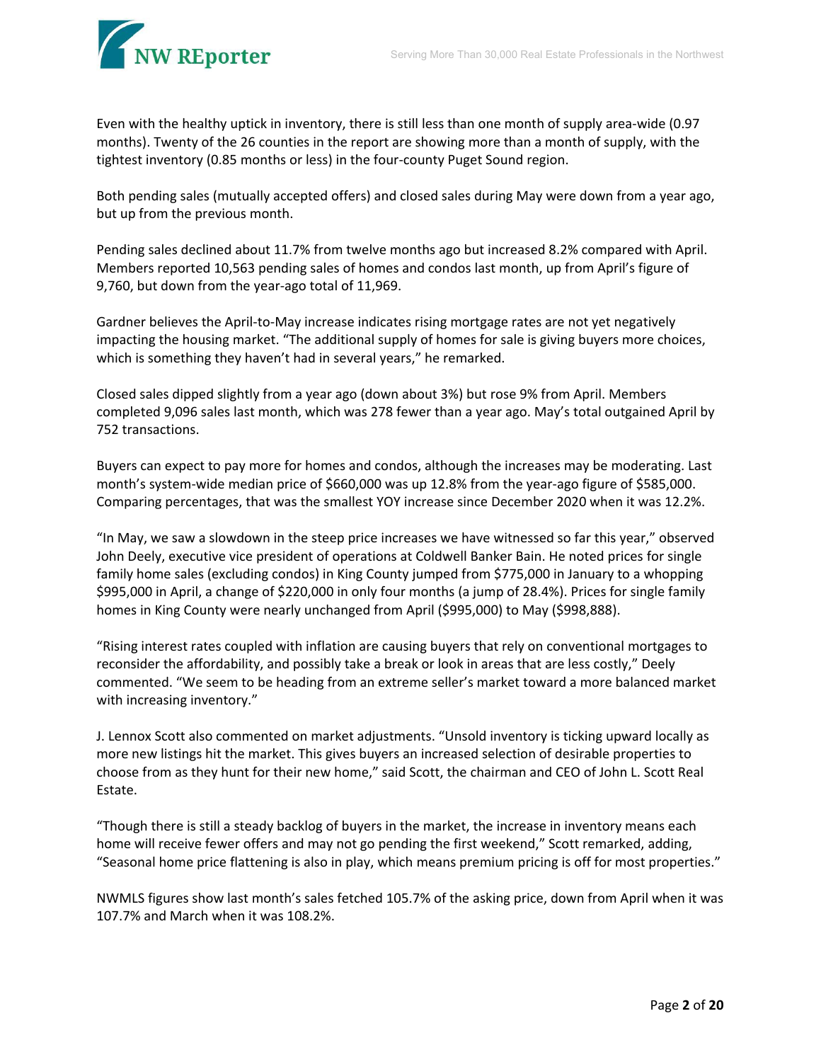Even with the healthy uptick in inventory, there is still less than one month of supply area-wide (0.97 months). Twenty of the 26 counties in the report are showing more than a month of supply, with the tightest inventory (0.85 months or less) in the four-county Puget Sound region.

Both pending sales (mutually accepted offers) and closed sales during May were down from a year ago, but up from the previous month.

Pending sales declined about 11.7% from twelve months ago but increased 8.2% compared with April. Members reported 10,563 pending sales of homes and condos last month, up from April's figure of 9,760, but down from the year-ago total of 11,969.

Gardner believes the April-to-May increase indicates rising mortgage rates are not yet negatively impacting the housing market. "The additional supply of homes for sale is giving buyers more choices, which is something they haven't had in several years," he remarked.

Closed sales dipped slightly from a year ago (down about 3%) but rose 9% from April. Members completed 9,096 sales last month, which was 278 fewer than a year ago. May's total outgained April by 752 transactions.

Buyers can expect to pay more for homes and condos, although the increases may be moderating. Last month's system-wide median price of $660,000 was up 12.8% from the year-ago figure of $585,000. Comparing percentages, that was the smallest YOY increase since December 2020 when it was 12.2%.

"In May, we saw a slowdown in the steep price increases we have witnessed so far this year," observed John Deely, executive vice president of operations at Coldwell Banker Bain. He noted prices for single family home sales (excluding condos) in King County jumped from $775,000 in January to a whopping $995,000 in April, a change of $220,000 in only four months (a jump of 28.4%). Prices for single family homes in King County were nearly unchanged from April ($995,000) to May ($998,888).

"Rising interest rates coupled with inflation are causing buyers that rely on conventional mortgages to reconsider the affordability, and possibly take a break or look in areas that are less costly," Deely commented. "We seem to be heading from an extreme seller's market toward a more balanced market with increasing inventory."

J. Lennox Scott also commented on market adjustments. "Unsold inventory is ticking upward locally as more new listings hit the market. This gives buyers an increased selection of desirable properties to choose from as they hunt for their new home," said Scott, the chairman and CEO of John L. Scott Real Estate.

"Though there is still a steady backlog of buyers in the market, the increase in inventory means each home will receive fewer offers and may not go pending the first weekend," Scott remarked, adding, "Seasonal home price flattening is also in play, which means premium pricing is off for most properties."

NWMLS figures show last month's sales fetched 105.7% of the asking price, down from April when it was 107.7% and March when it was 108.2%.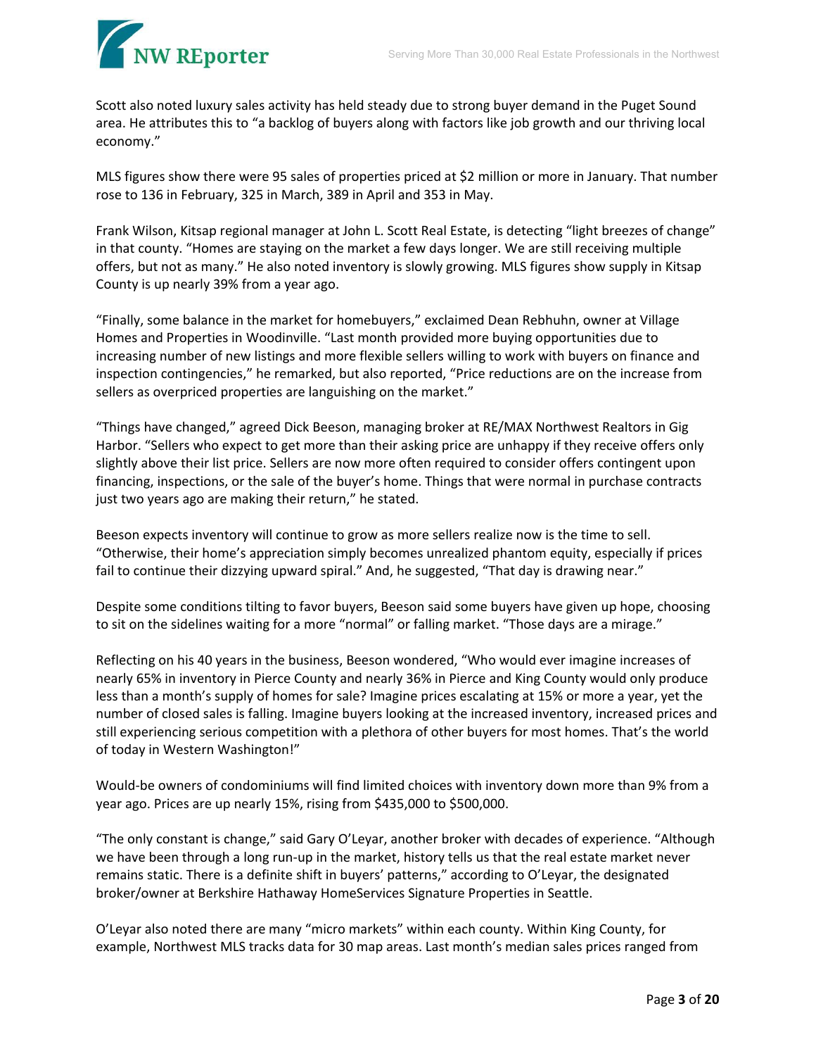Scott also noted luxury sales activity has held steady due to strong buyer demand in the Puget Sound area. He attributes this to "a backlog of buyers along with factors like job growth and our thriving local economy."

MLS figures show there were 95 sales of properties priced at $2 million or more in January. That number rose to 136 in February, 325 in March, 389 in April and 353 in May.

Frank Wilson, Kitsap regional manager at John L. Scott Real Estate, is detecting "light breezes of change" in that county. "Homes are staying on the market a few days longer. We are still receiving multiple offers, but not as many." He also noted inventory is slowly growing. MLS figures show supply in Kitsap County is up nearly 39% from a year ago.

"Finally, some balance in the market for homebuyers," exclaimed Dean Rebhuhn, owner at Village Homes and Properties in Woodinville. "Last month provided more buying opportunities due to increasing number of new listings and more flexible sellers willing to work with buyers on finance and inspection contingencies," he remarked, but also reported, "Price reductions are on the increase from sellers as overpriced properties are languishing on the market."

"Things have changed," agreed Dick Beeson, managing broker at RE/MAX Northwest Realtors in Gig Harbor. "Sellers who expect to get more than their asking price are unhappy if they receive offers only slightly above their list price. Sellers are now more often required to consider offers contingent upon financing, inspections, or the sale of the buyer's home. Things that were normal in purchase contracts just two years ago are making their return," he stated.

Beeson expects inventory will continue to grow as more sellers realize now is the time to sell. "Otherwise, their home's appreciation simply becomes unrealized phantom equity, especially if prices fail to continue their dizzying upward spiral." And, he suggested, "That day is drawing near."

Despite some conditions tilting to favor buyers, Beeson said some buyers have given up hope, choosing to sit on the sidelines waiting for a more "normal" or falling market. "Those days are a mirage."

Reflecting on his 40 years in the business, Beeson wondered, "Who would ever imagine increases of nearly 65% in inventory in Pierce County and nearly 36% in Pierce and King County would only produce less than a month's supply of homes for sale? Imagine prices escalating at 15% or more a year, yet the number of closed sales is falling. Imagine buyers looking at the increased inventory, increased prices and still experiencing serious competition with a plethora of other buyers for most homes. That's the world of today in Western Washington!"

Would-be owners of condominiums will find limited choices with inventory down more than 9% from a year ago. Prices are up nearly 15%, rising from $435,000 to $500,000.

"The only constant is change," said Gary O'Leyar, another broker with decades of experience. "Although we have been through a long run-up in the market, history tells us that the real estate market never remains static. There is a definite shift in buyers' patterns," according to O'Leyar, the designated broker/owner at Berkshire Hathaway HomeServices Signature Properties in Seattle.

O'Leyar also noted there are many "micro markets" within each county. Within King County, for example, Northwest MLS tracks data for 30 map areas. Last month's median sales prices ranged from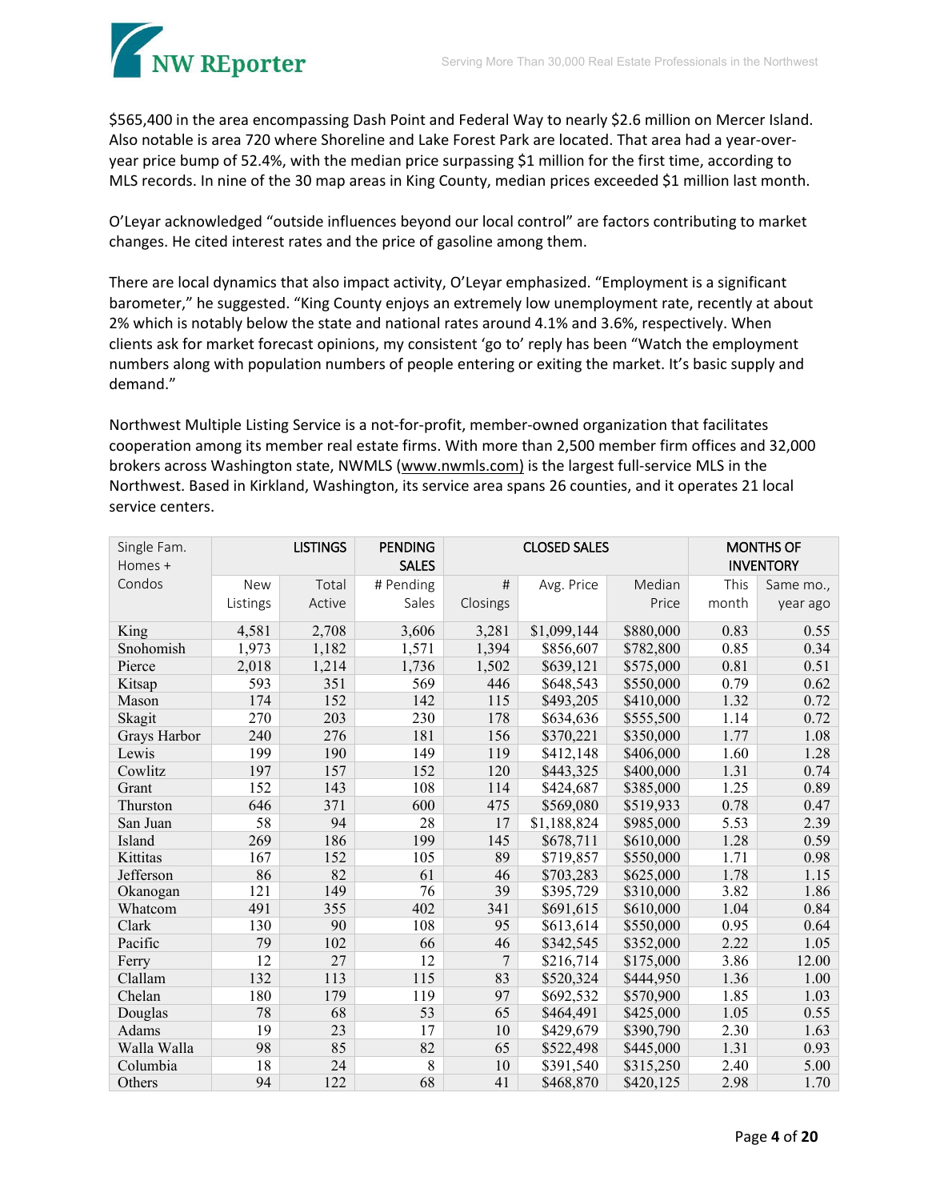$565,400 in the area encompassing Dash Point and Federal Way to nearly $2.6 million on Mercer Island. Also notable is area 720 where Shoreline and Lake Forest Park are located. That area had a year-over-year price bump of 52.4%, with the median price surpassing $1 million for the first time, according to MLS records. In nine of the 30 map areas in King County, median prices exceeded $1 million last month.

O'Leyar acknowledged "outside influences beyond our local control" are factors contributing to market changes. He cited interest rates and the price of gasoline among them.

There are local dynamics that also impact activity, O'Leyar emphasized. "Employment is a significant barometer," he suggested. "King County enjoys an extremely low unemployment rate, recently at about 2% which is notably below the state and national rates around 4.1% and 3.6%, respectively. When clients ask for market forecast opinions, my consistent 'go to' reply has been "Watch the employment numbers along with population numbers of people entering or exiting the market. It's basic supply and demand."

Northwest Multiple Listing Service is a not-for-profit, member-owned organization that facilitates cooperation among its member real estate firms. With more than 2,500 member firm offices and 32,000 brokers across Washington state, NWMLS (www.nwmls.com) is the largest full-service MLS in the Northwest. Based in Kirkland, Washington, its service area spans 26 counties, and it operates 21 local service centers.

| Single Fam. Homes + Condos | LISTINGS | | PENDING SALES | CLOSED SALES | | | MONTHS OF INVENTORY | |
|---|---|---|---|---|---|---|---|---|
| | New Listings | Total Active | # Pending Sales | # Closings | Avg. Price | Median Price | This month | Same mo., year ago |
| King | 4,581 | 2,708 | 3,606 | 3,281 | $1,099,144 | $880,000 | 0.83 | 0.55 |
| Snohomish | 1,973 | 1,182 | 1,571 | 1,394 | $856,607 | $782,800 | 0.85 | 0.34 |
| Pierce | 2,018 | 1,214 | 1,736 | 1,502 | $639,121 | $575,000 | 0.81 | 0.51 |
| Kitsap | 593 | 351 | 569 | 446 | $648,543 | $550,000 | 0.79 | 0.62 |
| Mason | 174 | 152 | 142 | 115 | $493,205 | $410,000 | 1.32 | 0.72 |
| Skagit | 270 | 203 | 230 | 178 | $634,636 | $555,500 | 1.14 | 0.72 |
| Grays Harbor | 240 | 276 | 181 | 156 | $370,221 | $350,000 | 1.77 | 1.08 |
| Lewis | 199 | 190 | 149 | 119 | $412,148 | $406,000 | 1.60 | 1.28 |
| Cowlitz | 197 | 157 | 152 | 120 | $443,325 | $400,000 | 1.31 | 0.74 |
| Grant | 152 | 143 | 108 | 114 | $424,687 | $385,000 | 1.25 | 0.89 |
| Thurston | 646 | 371 | 600 | 475 | $569,080 | $519,933 | 0.78 | 0.47 |
| San Juan | 58 | 94 | 28 | 17 | $1,188,824 | $985,000 | 5.53 | 2.39 |
| Island | 269 | 186 | 199 | 145 | $678,711 | $610,000 | 1.28 | 0.59 |
| Kittitas | 167 | 152 | 105 | 89 | $719,857 | $550,000 | 1.71 | 0.98 |
| Jefferson | 86 | 82 | 61 | 46 | $703,283 | $625,000 | 1.78 | 1.15 |
| Okanogan | 121 | 149 | 76 | 39 | $395,729 | $310,000 | 3.82 | 1.86 |
| Whatcom | 491 | 355 | 402 | 341 | $691,615 | $610,000 | 1.04 | 0.84 |
| Clark | 130 | 90 | 108 | 95 | $613,614 | $550,000 | 0.95 | 0.64 |
| Pacific | 79 | 102 | 66 | 46 | $342,545 | $352,000 | 2.22 | 1.05 |
| Ferry | 12 | 27 | 12 | 7 | $216,714 | $175,000 | 3.86 | 12.00 |
| Clallam | 132 | 113 | 115 | 83 | $520,324 | $444,950 | 1.36 | 1.00 |
| Chelan | 180 | 179 | 119 | 97 | $692,532 | $570,900 | 1.85 | 1.03 |
| Douglas | 78 | 68 | 53 | 65 | $464,491 | $425,000 | 1.05 | 0.55 |
| Adams | 19 | 23 | 17 | 10 | $429,679 | $390,790 | 2.30 | 1.63 |
| Walla Walla | 98 | 85 | 82 | 65 | $522,498 | $445,000 | 1.31 | 0.93 |
| Columbia | 18 | 24 | 8 | 10 | $391,540 | $315,250 | 2.40 | 5.00 |
| Others | 94 | 122 | 68 | 41 | $468,870 | $420,125 | 2.98 | 1.70 |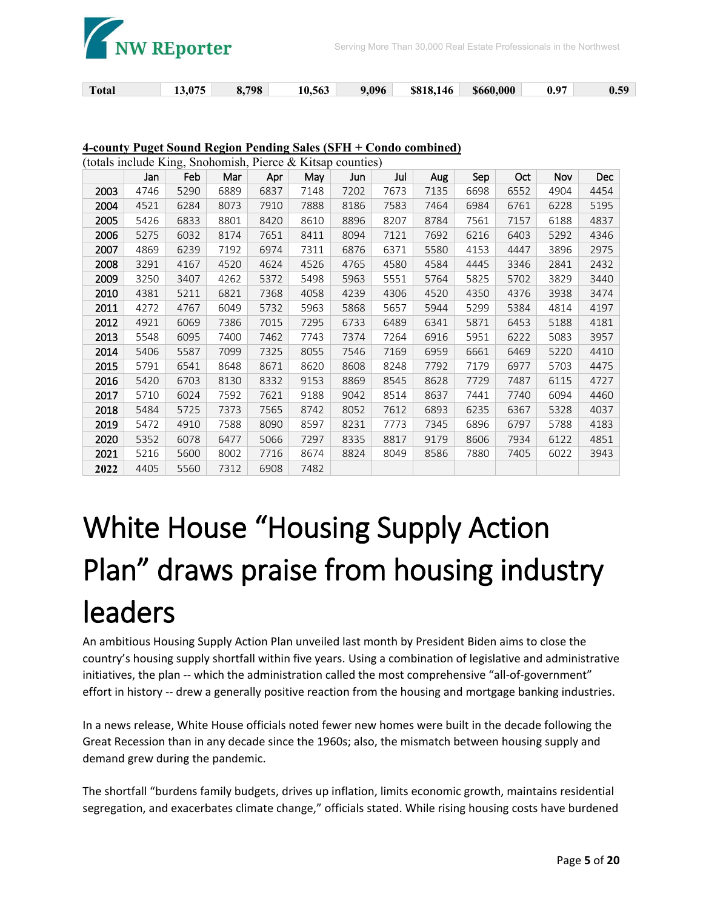| Total | 13,075 | 8,798 | 10,563 | 9,096 | $818,146 | $660,000 | 0.97 | 0.59 |
|---|---|---|---|---|---|---|---|---|

**4-county Puget Sound Region Pending Sales (SFH + Condo combined)**

(totals include King, Snohomish, Pierce & Kitsap counties)

| | Jan | Feb | Mar | Apr | May | Jun | Jul | Aug | Sep | Oct | Nov | Dec |
|---|---|---|---|---|---|---|---|---|---|---|---|---|
| 2003 | 4746 | 5290 | 6889 | 6837 | 7148 | 7202 | 7673 | 7135 | 6698 | 6552 | 4904 | 4454 |
| 2004 | 4521 | 6284 | 8073 | 7910 | 7888 | 8186 | 7583 | 7464 | 6984 | 6761 | 6228 | 5195 |
| 2005 | 5426 | 6833 | 8801 | 8420 | 8610 | 8896 | 8207 | 8784 | 7561 | 7157 | 6188 | 4837 |
| 2006 | 5275 | 6032 | 8174 | 7651 | 8411 | 8094 | 7121 | 7692 | 6216 | 6403 | 5292 | 4346 |
| 2007 | 4869 | 6239 | 7192 | 6974 | 7311 | 6876 | 6371 | 5580 | 4153 | 4447 | 3896 | 2975 |
| 2008 | 3291 | 4167 | 4520 | 4624 | 4526 | 4765 | 4580 | 4584 | 4445 | 3346 | 2841 | 2432 |
| 2009 | 3250 | 3407 | 4262 | 5372 | 5498 | 5963 | 5551 | 5764 | 5825 | 5702 | 3829 | 3440 |
| 2010 | 4381 | 5211 | 6821 | 7368 | 4058 | 4239 | 4306 | 4520 | 4350 | 4376 | 3938 | 3474 |
| 2011 | 4272 | 4767 | 6049 | 5732 | 5963 | 5868 | 5657 | 5944 | 5299 | 5384 | 4814 | 4197 |
| 2012 | 4921 | 6069 | 7386 | 7015 | 7295 | 6733 | 6489 | 6341 | 5871 | 6453 | 5188 | 4181 |
| 2013 | 5548 | 6095 | 7400 | 7462 | 7743 | 7374 | 7264 | 6916 | 5951 | 6222 | 5083 | 3957 |
| 2014 | 5406 | 5587 | 7099 | 7325 | 8055 | 7546 | 7169 | 6959 | 6661 | 6469 | 5220 | 4410 |
| 2015 | 5791 | 6541 | 8648 | 8671 | 8620 | 8608 | 8248 | 7792 | 7179 | 6977 | 5703 | 4475 |
| 2016 | 5420 | 6703 | 8130 | 8332 | 9153 | 8869 | 8545 | 8628 | 7729 | 7487 | 6115 | 4727 |
| 2017 | 5710 | 6024 | 7592 | 7621 | 9188 | 9042 | 8514 | 8637 | 7441 | 7740 | 6094 | 4460 |
| 2018 | 5484 | 5725 | 7373 | 7565 | 8742 | 8052 | 7612 | 6893 | 6235 | 6367 | 5328 | 4037 |
| 2019 | 5472 | 4910 | 7588 | 8090 | 8597 | 8231 | 7773 | 7345 | 6896 | 6797 | 5788 | 4183 |
| 2020 | 5352 | 6078 | 6477 | 5066 | 7297 | 8335 | 8817 | 9179 | 8606 | 7934 | 6122 | 4851 |
| 2021 | 5216 | 5600 | 8002 | 7716 | 8674 | 8824 | 8049 | 8586 | 7880 | 7405 | 6022 | 3943 |
| 2022 | 4405 | 5560 | 7312 | 6908 | 7482 | | | | | | | |

# White House "Housing Supply Action Plan" draws praise from housing industry leaders

An ambitious Housing Supply Action Plan unveiled last month by President Biden aims to close the country's housing supply shortfall within five years. Using a combination of legislative and administrative initiatives, the plan -- which the administration called the most comprehensive "all-of-government" effort in history -- drew a generally positive reaction from the housing and mortgage banking industries.

In a news release, White House officials noted fewer new homes were built in the decade following the Great Recession than in any decade since the 1960s; also, the mismatch between housing supply and demand grew during the pandemic.

The shortfall "burdens family budgets, drives up inflation, limits economic growth, maintains residential segregation, and exacerbates climate change," officials stated. While rising housing costs have burdened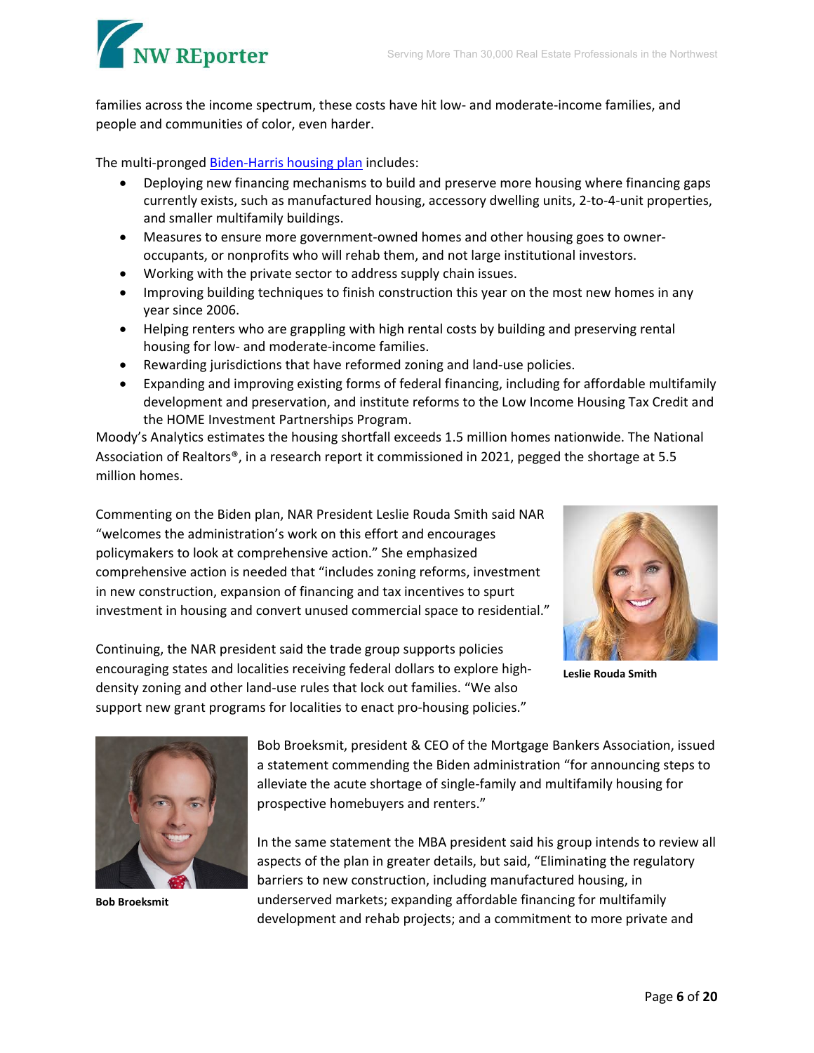families across the income spectrum, these costs have hit low- and moderate-income families, and people and communities of color, even harder.

The multi-pronged [Biden-Harris housing plan]() includes:

- Deploying new financing mechanisms to build and preserve more housing where financing gaps currently exists, such as manufactured housing, accessory dwelling units, 2-to-4-unit properties, and smaller multifamily buildings.
- Measures to ensure more government-owned homes and other housing goes to owner-occupants, or nonprofits who will rehab them, and not large institutional investors.
- Working with the private sector to address supply chain issues.
- Improving building techniques to finish construction this year on the most new homes in any year since 2006.
- Helping renters who are grappling with high rental costs by building and preserving rental housing for low- and moderate-income families.
- Rewarding jurisdictions that have reformed zoning and land-use policies.
- Expanding and improving existing forms of federal financing, including for affordable multifamily development and preservation, and institute reforms to the Low Income Housing Tax Credit and the HOME Investment Partnerships Program.

Moody's Analytics estimates the housing shortfall exceeds 1.5 million homes nationwide. The National Association of Realtors®, in a research report it commissioned in 2021, pegged the shortage at 5.5 million homes.

Commenting on the Biden plan, NAR President Leslie Rouda Smith said NAR "welcomes the administration's work on this effort and encourages policymakers to look at comprehensive action." She emphasized comprehensive action is needed that "includes zoning reforms, investment in new construction, expansion of financing and tax incentives to spurt investment in housing and convert unused commercial space to residential."

**Leslie Rouda Smith**

Continuing, the NAR president said the trade group supports policies encouraging states and localities receiving federal dollars to explore high-density zoning and other land-use rules that lock out families. "We also support new grant programs for localities to enact pro-housing policies."

**Bob Broeksmit**

Bob Broeksmit, president & CEO of the Mortgage Bankers Association, issued a statement commending the Biden administration "for announcing steps to alleviate the acute shortage of single-family and multifamily housing for prospective homebuyers and renters."

In the same statement the MBA president said his group intends to review all aspects of the plan in greater details, but said, "Eliminating the regulatory barriers to new construction, including manufactured housing, in underserved markets; expanding affordable financing for multifamily development and rehab projects; and a commitment to more private and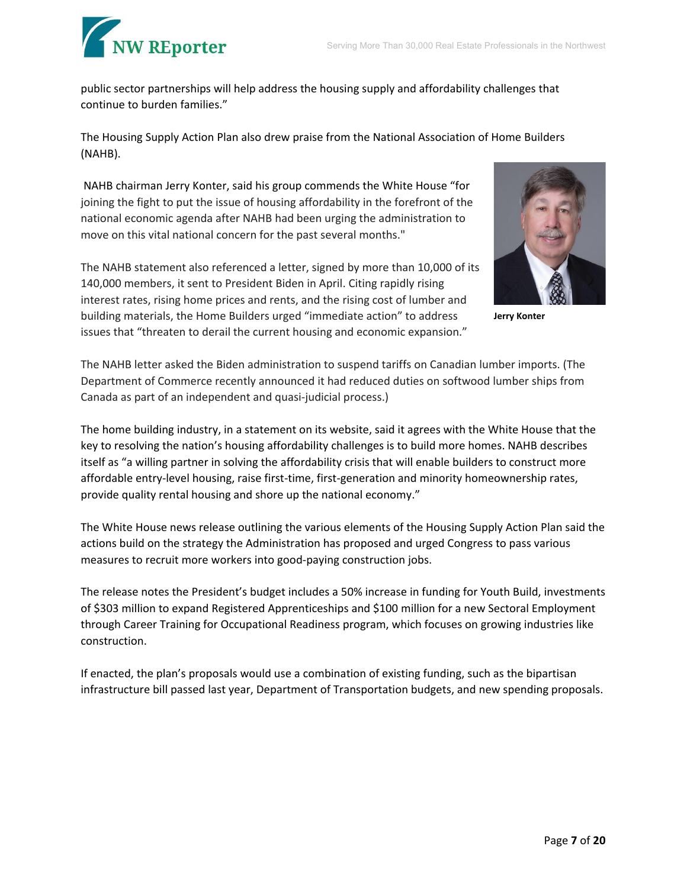public sector partnerships will help address the housing supply and affordability challenges that continue to burden families."

The Housing Supply Action Plan also drew praise from the National Association of Home Builders (NAHB).

NAHB chairman Jerry Konter, said his group commends the White House "for joining the fight to put the issue of housing affordability in the forefront of the national economic agenda after NAHB had been urging the administration to move on this vital national concern for the past several months."

Jerry Konter

The NAHB statement also referenced a letter, signed by more than 10,000 of its 140,000 members, it sent to President Biden in April. Citing rapidly rising interest rates, rising home prices and rents, and the rising cost of lumber and building materials, the Home Builders urged "immediate action" to address issues that "threaten to derail the current housing and economic expansion."

The NAHB letter asked the Biden administration to suspend tariffs on Canadian lumber imports. (The Department of Commerce recently announced it had reduced duties on softwood lumber ships from Canada as part of an independent and quasi-judicial process.)

The home building industry, in a statement on its website, said it agrees with the White House that the key to resolving the nation's housing affordability challenges is to build more homes. NAHB describes itself as "a willing partner in solving the affordability crisis that will enable builders to construct more affordable entry-level housing, raise first-time, first-generation and minority homeownership rates, provide quality rental housing and shore up the national economy."

The White House news release outlining the various elements of the Housing Supply Action Plan said the actions build on the strategy the Administration has proposed and urged Congress to pass various measures to recruit more workers into good-paying construction jobs.

The release notes the President's budget includes a 50% increase in funding for Youth Build, investments of $303 million to expand Registered Apprenticeships and $100 million for a new Sectoral Employment through Career Training for Occupational Readiness program, which focuses on growing industries like construction.

If enacted, the plan's proposals would use a combination of existing funding, such as the bipartisan infrastructure bill passed last year, Department of Transportation budgets, and new spending proposals.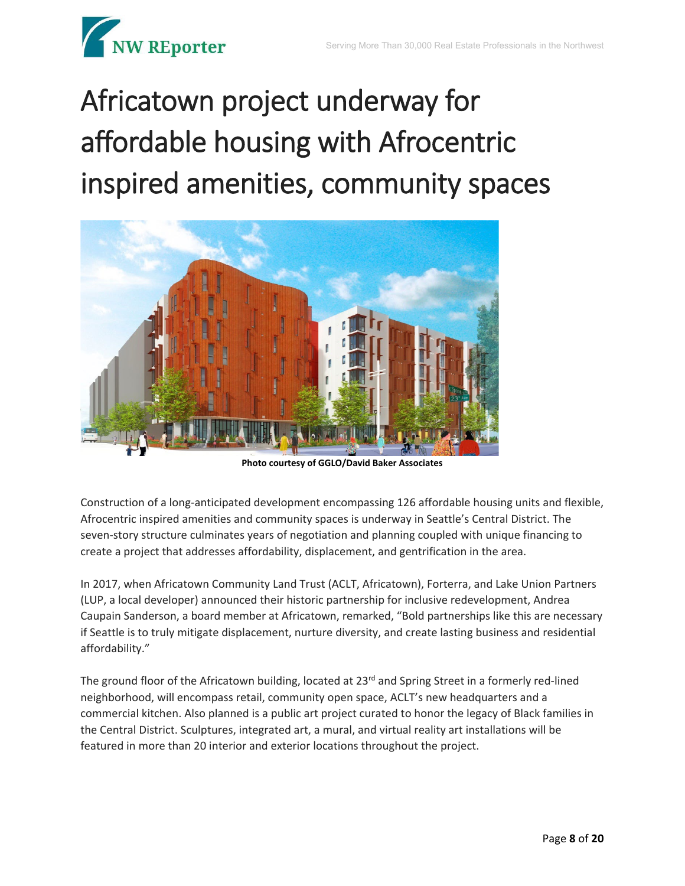# Africatown project underway for affordable housing with Afrocentric inspired amenities, community spaces

**Photo courtesy of GGLO/David Baker Associates**

Construction of a long-anticipated development encompassing 126 affordable housing units and flexible, Afrocentric inspired amenities and community spaces is underway in Seattle's Central District. The seven-story structure culminates years of negotiation and planning coupled with unique financing to create a project that addresses affordability, displacement, and gentrification in the area.

In 2017, when Africatown Community Land Trust (ACLT, Africatown), Forterra, and Lake Union Partners (LUP, a local developer) announced their historic partnership for inclusive redevelopment, Andrea Caupain Sanderson, a board member at Africatown, remarked, "Bold partnerships like this are necessary if Seattle is to truly mitigate displacement, nurture diversity, and create lasting business and residential affordability."

The ground floor of the Africatown building, located at 23rd and Spring Street in a formerly red-lined neighborhood, will encompass retail, community open space, ACLT's new headquarters and a commercial kitchen. Also planned is a public art project curated to honor the legacy of Black families in the Central District. Sculptures, integrated art, a mural, and virtual reality art installations will be featured in more than 20 interior and exterior locations throughout the project.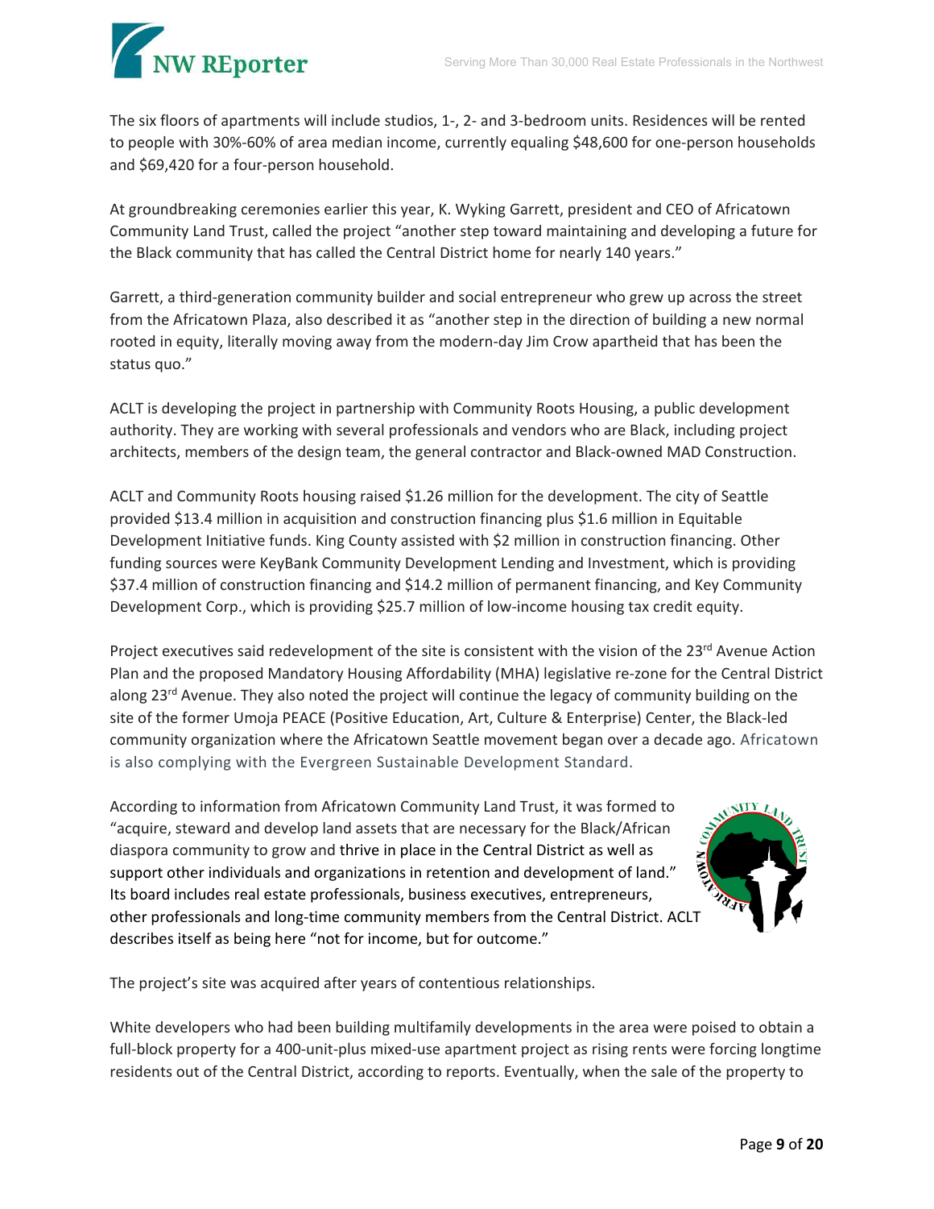The six floors of apartments will include studios, 1-, 2- and 3-bedroom units. Residences will be rented to people with 30%-60% of area median income, currently equaling $48,600 for one-person households and $69,420 for a four-person household.

At groundbreaking ceremonies earlier this year, K. Wyking Garrett, president and CEO of Africatown Community Land Trust, called the project "another step toward maintaining and developing a future for the Black community that has called the Central District home for nearly 140 years."

Garrett, a third-generation community builder and social entrepreneur who grew up across the street from the Africatown Plaza, also described it as "another step in the direction of building a new normal rooted in equity, literally moving away from the modern-day Jim Crow apartheid that has been the status quo."

ACLT is developing the project in partnership with Community Roots Housing, a public development authority. They are working with several professionals and vendors who are Black, including project architects, members of the design team, the general contractor and Black-owned MAD Construction.

ACLT and Community Roots housing raised $1.26 million for the development. The city of Seattle provided $13.4 million in acquisition and construction financing plus $1.6 million in Equitable Development Initiative funds. King County assisted with $2 million in construction financing. Other funding sources were KeyBank Community Development Lending and Investment, which is providing $37.4 million of construction financing and $14.2 million of permanent financing, and Key Community Development Corp., which is providing $25.7 million of low-income housing tax credit equity.

Project executives said redevelopment of the site is consistent with the vision of the 23rd Avenue Action Plan and the proposed Mandatory Housing Affordability (MHA) legislative re-zone for the Central District along 23rd Avenue. They also noted the project will continue the legacy of community building on the site of the former Umoja PEACE (Positive Education, Art, Culture & Enterprise) Center, the Black-led community organization where the Africatown Seattle movement began over a decade ago. Africatown is also complying with the Evergreen Sustainable Development Standard.

According to information from Africatown Community Land Trust, it was formed to "acquire, steward and develop land assets that are necessary for the Black/African diaspora community to grow and thrive in place in the Central District as well as support other individuals and organizations in retention and development of land." Its board includes real estate professionals, business executives, entrepreneurs, other professionals and long-time community members from the Central District. ACLT describes itself as being here "not for income, but for outcome."

The project's site was acquired after years of contentious relationships.

White developers who had been building multifamily developments in the area were poised to obtain a full-block property for a 400-unit-plus mixed-use apartment project as rising rents were forcing longtime residents out of the Central District, according to reports. Eventually, when the sale of the property to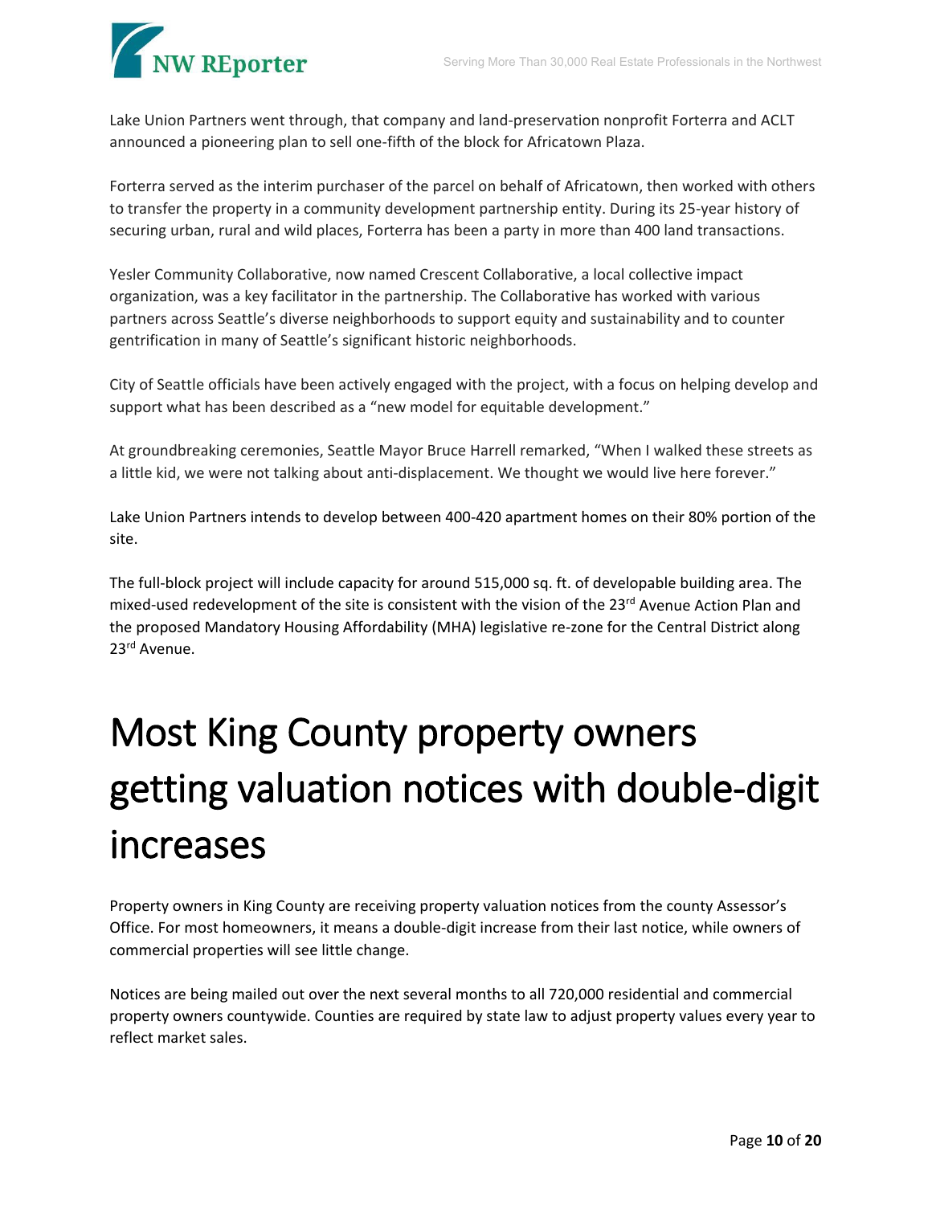Lake Union Partners went through, that company and land-preservation nonprofit Forterra and ACLT announced a pioneering plan to sell one-fifth of the block for Africatown Plaza.

Forterra served as the interim purchaser of the parcel on behalf of Africatown, then worked with others to transfer the property in a community development partnership entity. During its 25-year history of securing urban, rural and wild places, Forterra has been a party in more than 400 land transactions.

Yesler Community Collaborative, now named Crescent Collaborative, a local collective impact organization, was a key facilitator in the partnership. The Collaborative has worked with various partners across Seattle's diverse neighborhoods to support equity and sustainability and to counter gentrification in many of Seattle's significant historic neighborhoods.

City of Seattle officials have been actively engaged with the project, with a focus on helping develop and support what has been described as a "new model for equitable development."

At groundbreaking ceremonies, Seattle Mayor Bruce Harrell remarked, "When I walked these streets as a little kid, we were not talking about anti-displacement. We thought we would live here forever."

Lake Union Partners intends to develop between 400-420 apartment homes on their 80% portion of the site.

The full-block project will include capacity for around 515,000 sq. ft. of developable building area. The mixed-used redevelopment of the site is consistent with the vision of the 23rd Avenue Action Plan and the proposed Mandatory Housing Affordability (MHA) legislative re-zone for the Central District along 23rd Avenue.

# Most King County property owners getting valuation notices with double-digit increases

Property owners in King County are receiving property valuation notices from the county Assessor's Office. For most homeowners, it means a double-digit increase from their last notice, while owners of commercial properties will see little change.

Notices are being mailed out over the next several months to all 720,000 residential and commercial property owners countywide. Counties are required by state law to adjust property values every year to reflect market sales.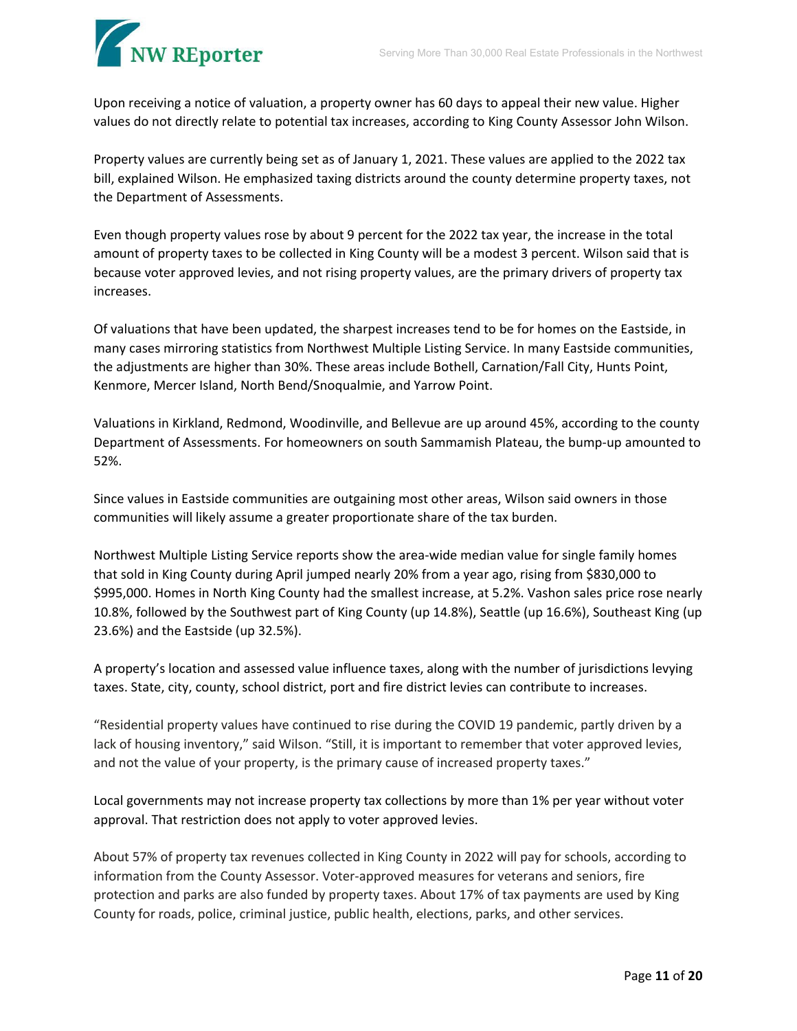Upon receiving a notice of valuation, a property owner has 60 days to appeal their new value. Higher values do not directly relate to potential tax increases, according to King County Assessor John Wilson.

Property values are currently being set as of January 1, 2021. These values are applied to the 2022 tax bill, explained Wilson. He emphasized taxing districts around the county determine property taxes, not the Department of Assessments.

Even though property values rose by about 9 percent for the 2022 tax year, the increase in the total amount of property taxes to be collected in King County will be a modest 3 percent. Wilson said that is because voter approved levies, and not rising property values, are the primary drivers of property tax increases.

Of valuations that have been updated, the sharpest increases tend to be for homes on the Eastside, in many cases mirroring statistics from Northwest Multiple Listing Service. In many Eastside communities, the adjustments are higher than 30%. These areas include Bothell, Carnation/Fall City, Hunts Point, Kenmore, Mercer Island, North Bend/Snoqualmie, and Yarrow Point.

Valuations in Kirkland, Redmond, Woodinville, and Bellevue are up around 45%, according to the county Department of Assessments. For homeowners on south Sammamish Plateau, the bump-up amounted to 52%.

Since values in Eastside communities are outgaining most other areas, Wilson said owners in those communities will likely assume a greater proportionate share of the tax burden.

Northwest Multiple Listing Service reports show the area-wide median value for single family homes that sold in King County during April jumped nearly 20% from a year ago, rising from $830,000 to $995,000. Homes in North King County had the smallest increase, at 5.2%. Vashon sales price rose nearly 10.8%, followed by the Southwest part of King County (up 14.8%), Seattle (up 16.6%), Southeast King (up 23.6%) and the Eastside (up 32.5%).

A property's location and assessed value influence taxes, along with the number of jurisdictions levying taxes. State, city, county, school district, port and fire district levies can contribute to increases.

"Residential property values have continued to rise during the COVID 19 pandemic, partly driven by a lack of housing inventory," said Wilson. "Still, it is important to remember that voter approved levies, and not the value of your property, is the primary cause of increased property taxes."

Local governments may not increase property tax collections by more than 1% per year without voter approval. That restriction does not apply to voter approved levies.

About 57% of property tax revenues collected in King County in 2022 will pay for schools, according to information from the County Assessor. Voter-approved measures for veterans and seniors, fire protection and parks are also funded by property taxes. About 17% of tax payments are used by King County for roads, police, criminal justice, public health, elections, parks, and other services.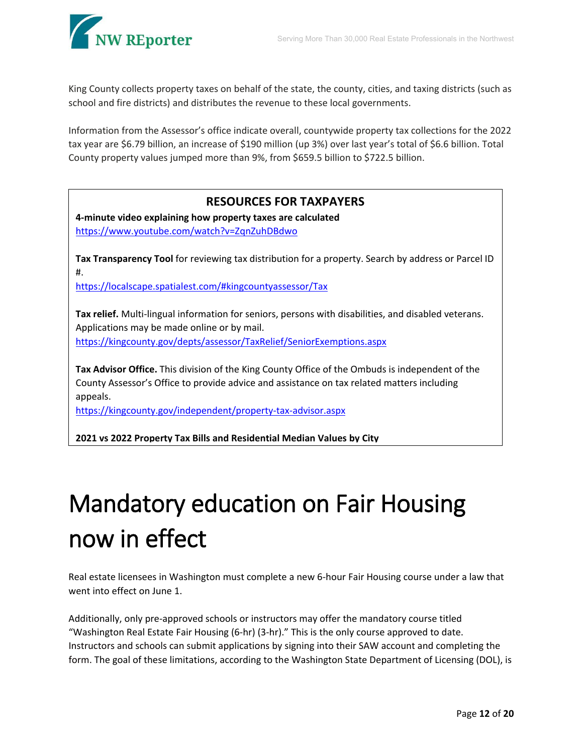King County collects property taxes on behalf of the state, the county, cities, and taxing districts (such as school and fire districts) and distributes the revenue to these local governments.

Information from the Assessor's office indicate overall, countywide property tax collections for the 2022 tax year are $6.79 billion, an increase of $190 million (up 3%) over last year's total of $6.6 billion. Total County property values jumped more than 9%, from $659.5 billion to $722.5 billion.

## RESOURCES FOR TAXPAYERS

**4-minute video explaining how property taxes are calculated**
https://www.youtube.com/watch?v=ZqnZuhDBdwo

**Tax Transparency Tool** for reviewing tax distribution for a property. Search by address or Parcel ID #.
https://localscape.spatialest.com/#kingcountyassessor/Tax

**Tax relief.** Multi-lingual information for seniors, persons with disabilities, and disabled veterans. Applications may be made online or by mail.
https://kingcounty.gov/depts/assessor/TaxRelief/SeniorExemptions.aspx

**Tax Advisor Office.** This division of the King County Office of the Ombuds is independent of the County Assessor's Office to provide advice and assistance on tax related matters including appeals.
https://kingcounty.gov/independent/property-tax-advisor.aspx

**2021 vs 2022 Property Tax Bills and Residential Median Values by City**

# Mandatory education on Fair Housing now in effect

Real estate licensees in Washington must complete a new 6-hour Fair Housing course under a law that went into effect on June 1.

Additionally, only pre-approved schools or instructors may offer the mandatory course titled "Washington Real Estate Fair Housing (6-hr) (3-hr)." This is the only course approved to date. Instructors and schools can submit applications by signing into their SAW account and completing the form. The goal of these limitations, according to the Washington State Department of Licensing (DOL), is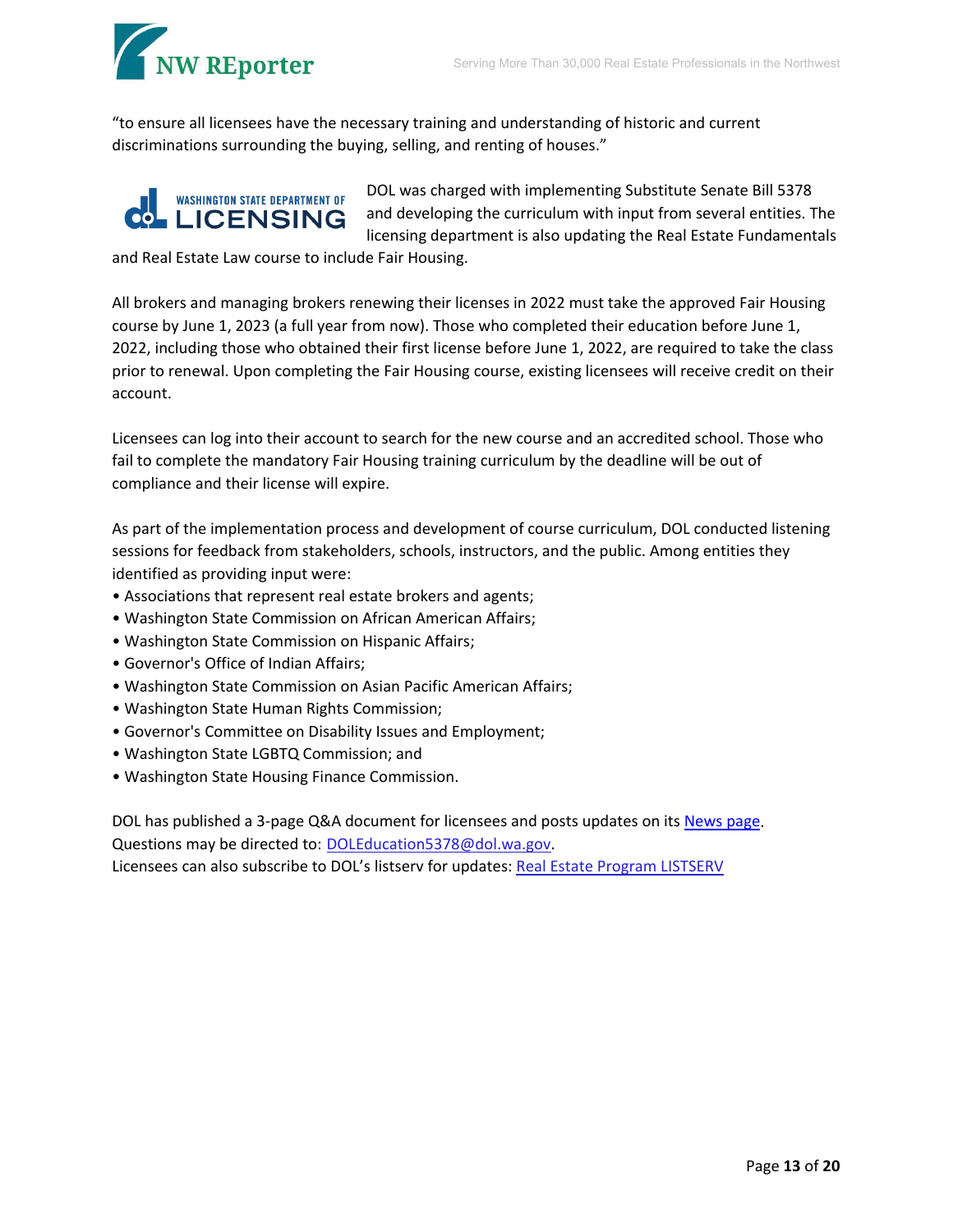"to ensure all licensees have the necessary training and understanding of historic and current discriminations surrounding the buying, selling, and renting of houses."

DOL was charged with implementing Substitute Senate Bill 5378 and developing the curriculum with input from several entities. The licensing department is also updating the Real Estate Fundamentals and Real Estate Law course to include Fair Housing.

All brokers and managing brokers renewing their licenses in 2022 must take the approved Fair Housing course by June 1, 2023 (a full year from now). Those who completed their education before June 1, 2022, including those who obtained their first license before June 1, 2022, are required to take the class prior to renewal. Upon completing the Fair Housing course, existing licensees will receive credit on their account.

Licensees can log into their account to search for the new course and an accredited school. Those who fail to complete the mandatory Fair Housing training curriculum by the deadline will be out of compliance and their license will expire.

As part of the implementation process and development of course curriculum, DOL conducted listening sessions for feedback from stakeholders, schools, instructors, and the public. Among entities they identified as providing input were:

- Associations that represent real estate brokers and agents;
- Washington State Commission on African American Affairs;
- Washington State Commission on Hispanic Affairs;
- Governor's Office of Indian Affairs;
- Washington State Commission on Asian Pacific American Affairs;
- Washington State Human Rights Commission;
- Governor's Committee on Disability Issues and Employment;
- Washington State LGBTQ Commission; and
- Washington State Housing Finance Commission.

DOL has published a 3-page Q&A document for licensees and posts updates on its News page.
Questions may be directed to: DOLEducation5378@dol.wa.gov.
Licensees can also subscribe to DOL's listserv for updates: Real Estate Program LISTSERV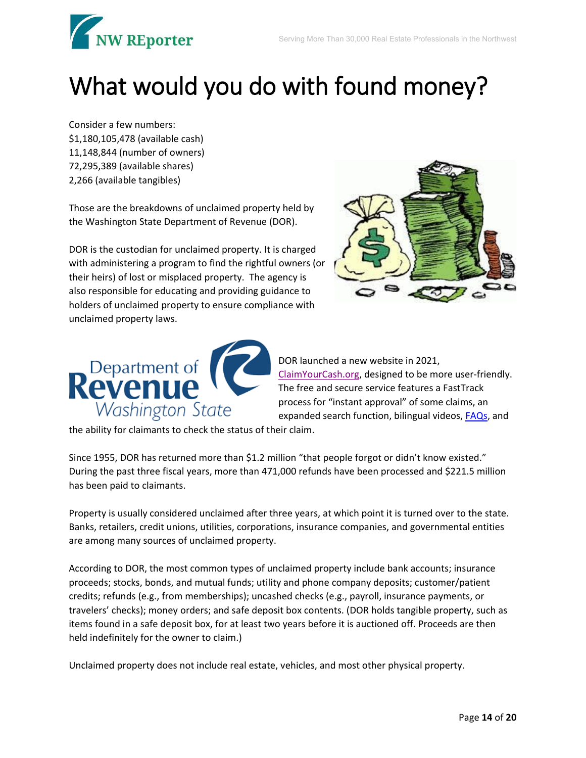# What would you do with found money?

Consider a few numbers:
$1,180,105,478 (available cash)
11,148,844 (number of owners)
72,295,389 (available shares)
2,266 (available tangibles)

Those are the breakdowns of unclaimed property held by the Washington State Department of Revenue (DOR).

DOR is the custodian for unclaimed property. It is charged with administering a program to find the rightful owners (or their heirs) of lost or misplaced property. The agency is also responsible for educating and providing guidance to holders of unclaimed property to ensure compliance with unclaimed property laws.

DOR launched a new website in 2021, ClaimYourCash.org, designed to be more user-friendly. The free and secure service features a FastTrack process for "instant approval" of some claims, an expanded search function, bilingual videos, FAQs, and the ability for claimants to check the status of their claim.

Since 1955, DOR has returned more than $1.2 million "that people forgot or didn't know existed." During the past three fiscal years, more than 471,000 refunds have been processed and $221.5 million has been paid to claimants.

Property is usually considered unclaimed after three years, at which point it is turned over to the state. Banks, retailers, credit unions, utilities, corporations, insurance companies, and governmental entities are among many sources of unclaimed property.

According to DOR, the most common types of unclaimed property include bank accounts; insurance proceeds; stocks, bonds, and mutual funds; utility and phone company deposits; customer/patient credits; refunds (e.g., from memberships); uncashed checks (e.g., payroll, insurance payments, or travelers' checks); money orders; and safe deposit box contents. (DOR holds tangible property, such as items found in a safe deposit box, for at least two years before it is auctioned off. Proceeds are then held indefinitely for the owner to claim.)

Unclaimed property does not include real estate, vehicles, and most other physical property.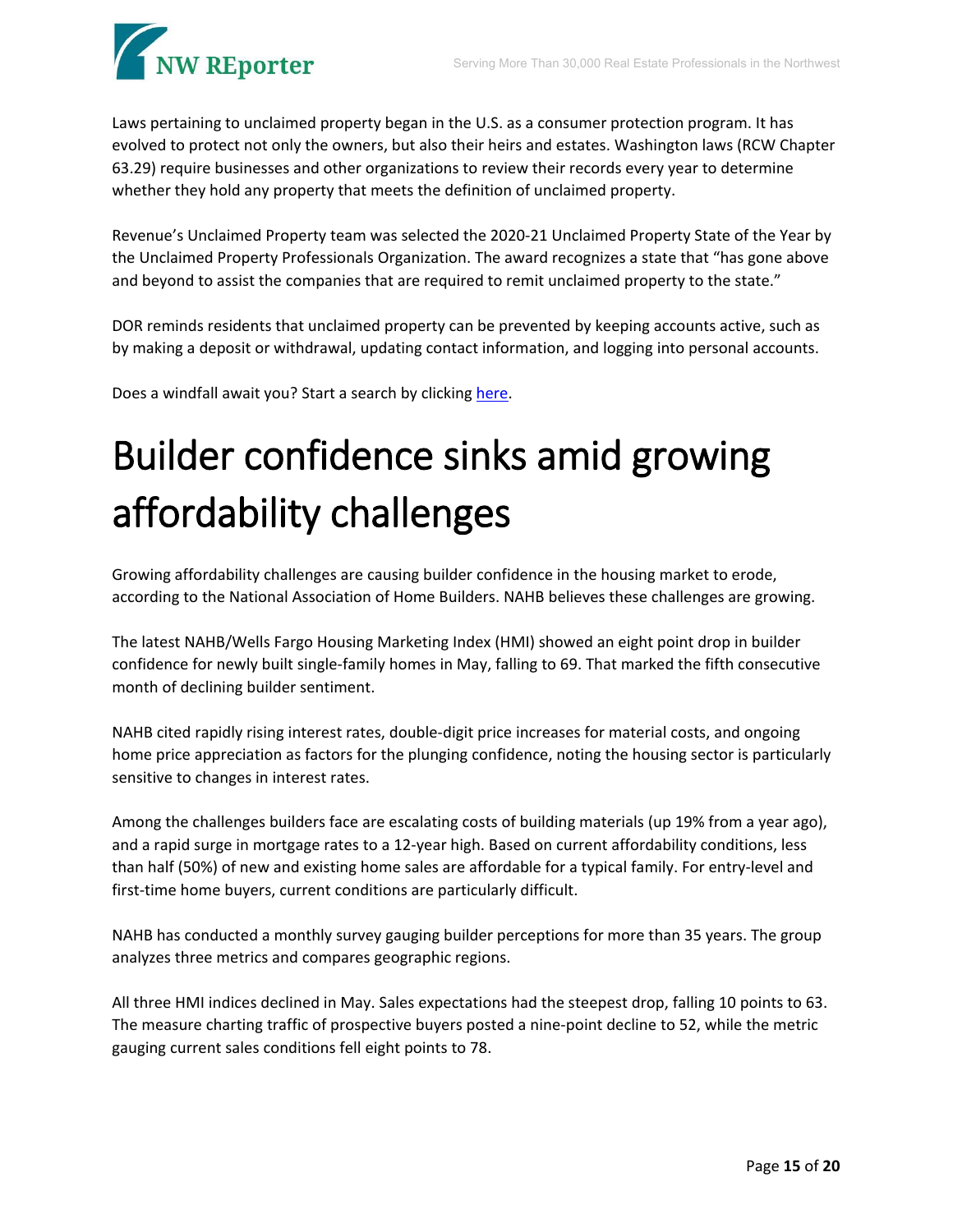Laws pertaining to unclaimed property began in the U.S. as a consumer protection program. It has evolved to protect not only the owners, but also their heirs and estates. Washington laws (RCW Chapter 63.29) require businesses and other organizations to review their records every year to determine whether they hold any property that meets the definition of unclaimed property.

Revenue's Unclaimed Property team was selected the 2020-21 Unclaimed Property State of the Year by the Unclaimed Property Professionals Organization. The award recognizes a state that "has gone above and beyond to assist the companies that are required to remit unclaimed property to the state."

DOR reminds residents that unclaimed property can be prevented by keeping accounts active, such as by making a deposit or withdrawal, updating contact information, and logging into personal accounts.

Does a windfall await you? Start a search by clicking here.

# Builder confidence sinks amid growing affordability challenges

Growing affordability challenges are causing builder confidence in the housing market to erode, according to the National Association of Home Builders. NAHB believes these challenges are growing.

The latest NAHB/Wells Fargo Housing Marketing Index (HMI) showed an eight point drop in builder confidence for newly built single-family homes in May, falling to 69. That marked the fifth consecutive month of declining builder sentiment.

NAHB cited rapidly rising interest rates, double-digit price increases for material costs, and ongoing home price appreciation as factors for the plunging confidence, noting the housing sector is particularly sensitive to changes in interest rates.

Among the challenges builders face are escalating costs of building materials (up 19% from a year ago), and a rapid surge in mortgage rates to a 12-year high. Based on current affordability conditions, less than half (50%) of new and existing home sales are affordable for a typical family. For entry-level and first-time home buyers, current conditions are particularly difficult.

NAHB has conducted a monthly survey gauging builder perceptions for more than 35 years. The group analyzes three metrics and compares geographic regions.

All three HMI indices declined in May. Sales expectations had the steepest drop, falling 10 points to 63. The measure charting traffic of prospective buyers posted a nine-point decline to 52, while the metric gauging current sales conditions fell eight points to 78.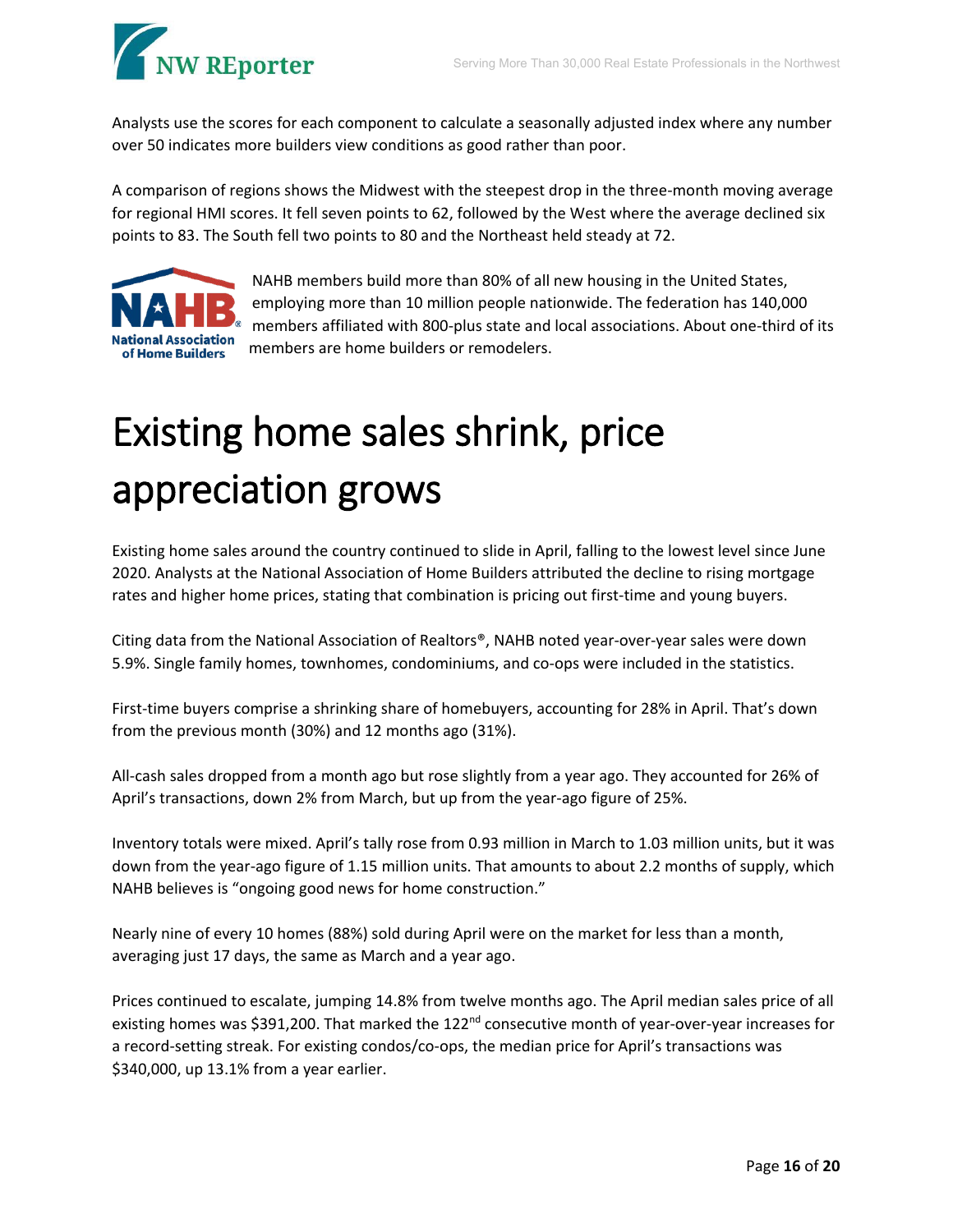Analysts use the scores for each component to calculate a seasonally adjusted index where any number over 50 indicates more builders view conditions as good rather than poor.

A comparison of regions shows the Midwest with the steepest drop in the three-month moving average for regional HMI scores. It fell seven points to 62, followed by the West where the average declined six points to 83. The South fell two points to 80 and the Northeast held steady at 72.

NAHB members build more than 80% of all new housing in the United States, employing more than 10 million people nationwide. The federation has 140,000 members affiliated with 800-plus state and local associations. About one-third of its members are home builders or remodelers.

# Existing home sales shrink, price appreciation grows

Existing home sales around the country continued to slide in April, falling to the lowest level since June 2020. Analysts at the National Association of Home Builders attributed the decline to rising mortgage rates and higher home prices, stating that combination is pricing out first-time and young buyers.

Citing data from the National Association of Realtors®, NAHB noted year-over-year sales were down 5.9%. Single family homes, townhomes, condominiums, and co-ops were included in the statistics.

First-time buyers comprise a shrinking share of homebuyers, accounting for 28% in April. That's down from the previous month (30%) and 12 months ago (31%).

All-cash sales dropped from a month ago but rose slightly from a year ago. They accounted for 26% of April's transactions, down 2% from March, but up from the year-ago figure of 25%.

Inventory totals were mixed. April's tally rose from 0.93 million in March to 1.03 million units, but it was down from the year-ago figure of 1.15 million units. That amounts to about 2.2 months of supply, which NAHB believes is "ongoing good news for home construction."

Nearly nine of every 10 homes (88%) sold during April were on the market for less than a month, averaging just 17 days, the same as March and a year ago.

Prices continued to escalate, jumping 14.8% from twelve months ago. The April median sales price of all existing homes was $391,200. That marked the 122nd consecutive month of year-over-year increases for a record-setting streak. For existing condos/co-ops, the median price for April's transactions was $340,000, up 13.1% from a year earlier.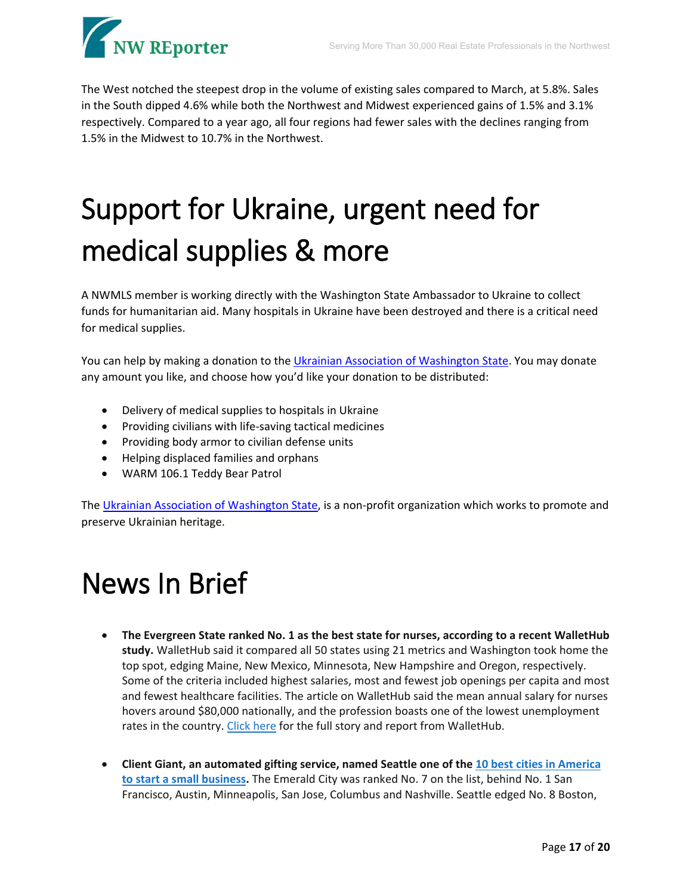The West notched the steepest drop in the volume of existing sales compared to March, at 5.8%. Sales in the South dipped 4.6% while both the Northwest and Midwest experienced gains of 1.5% and 3.1% respectively. Compared to a year ago, all four regions had fewer sales with the declines ranging from 1.5% in the Midwest to 10.7% in the Northwest.

# Support for Ukraine, urgent need for medical supplies & more

A NWMLS member is working directly with the Washington State Ambassador to Ukraine to collect funds for humanitarian aid. Many hospitals in Ukraine have been destroyed and there is a critical need for medical supplies.

You can help by making a donation to the Ukrainian Association of Washington State. You may donate any amount you like, and choose how you'd like your donation to be distributed:

- Delivery of medical supplies to hospitals in Ukraine
- Providing civilians with life-saving tactical medicines
- Providing body armor to civilian defense units
- Helping displaced families and orphans
- WARM 106.1 Teddy Bear Patrol

The Ukrainian Association of Washington State, is a non-profit organization which works to promote and preserve Ukrainian heritage.

# News In Brief

- **The Evergreen State ranked No. 1 as the best state for nurses, according to a recent WalletHub study.** WalletHub said it compared all 50 states using 21 metrics and Washington took home the top spot, edging Maine, New Mexico, Minnesota, New Hampshire and Oregon, respectively. Some of the criteria included highest salaries, most and fewest job openings per capita and most and fewest healthcare facilities. The article on WalletHub said the mean annual salary for nurses hovers around $80,000 nationally, and the profession boasts one of the lowest unemployment rates in the country. Click here for the full story and report from WalletHub.

- **Client Giant, an automated gifting service, named Seattle one of the 10 best cities in America to start a small business.** The Emerald City was ranked No. 7 on the list, behind No. 1 San Francisco, Austin, Minneapolis, San Jose, Columbus and Nashville. Seattle edged No. 8 Boston,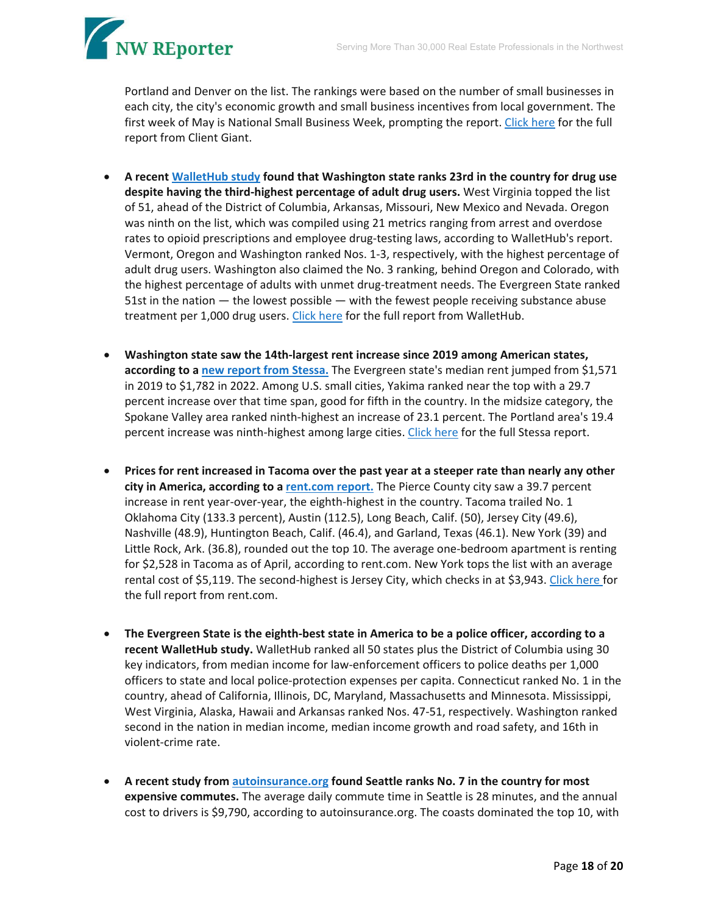Portland and Denver on the list. The rankings were based on the number of small businesses in each city, the city's economic growth and small business incentives from local government. The first week of May is National Small Business Week, prompting the report. Click here for the full report from Client Giant.

- **A recent WalletHub study found that Washington state ranks 23rd in the country for drug use despite having the third-highest percentage of adult drug users.** West Virginia topped the list of 51, ahead of the District of Columbia, Arkansas, Missouri, New Mexico and Nevada. Oregon was ninth on the list, which was compiled using 21 metrics ranging from arrest and overdose rates to opioid prescriptions and employee drug-testing laws, according to WalletHub's report. Vermont, Oregon and Washington ranked Nos. 1-3, respectively, with the highest percentage of adult drug users. Washington also claimed the No. 3 ranking, behind Oregon and Colorado, with the highest percentage of adults with unmet drug-treatment needs. The Evergreen State ranked 51st in the nation — the lowest possible — with the fewest people receiving substance abuse treatment per 1,000 drug users. Click here for the full report from WalletHub.

- **Washington state saw the 14th-largest rent increase since 2019 among American states, according to a new report from Stessa.** The Evergreen state's median rent jumped from $1,571 in 2019 to $1,782 in 2022. Among U.S. small cities, Yakima ranked near the top with a 29.7 percent increase over that time span, good for fifth in the country. In the midsize category, the Spokane Valley area ranked ninth-highest an increase of 23.1 percent. The Portland area's 19.4 percent increase was ninth-highest among large cities. Click here for the full Stessa report.

- **Prices for rent increased in Tacoma over the past year at a steeper rate than nearly any other city in America, according to a rent.com report.** The Pierce County city saw a 39.7 percent increase in rent year-over-year, the eighth-highest in the country. Tacoma trailed No. 1 Oklahoma City (133.3 percent), Austin (112.5), Long Beach, Calif. (50), Jersey City (49.6), Nashville (48.9), Huntington Beach, Calif. (46.4), and Garland, Texas (46.1). New York (39) and Little Rock, Ark. (36.8), rounded out the top 10. The average one-bedroom apartment is renting for $2,528 in Tacoma as of April, according to rent.com. New York tops the list with an average rental cost of $5,119. The second-highest is Jersey City, which checks in at $3,943. Click here for the full report from rent.com.

- **The Evergreen State is the eighth-best state in America to be a police officer, according to a recent WalletHub study.** WalletHub ranked all 50 states plus the District of Columbia using 30 key indicators, from median income for law-enforcement officers to police deaths per 1,000 officers to state and local police-protection expenses per capita. Connecticut ranked No. 1 in the country, ahead of California, Illinois, DC, Maryland, Massachusetts and Minnesota. Mississippi, West Virginia, Alaska, Hawaii and Arkansas ranked Nos. 47-51, respectively. Washington ranked second in the nation in median income, median income growth and road safety, and 16th in violent-crime rate.

- **A recent study from autoinsurance.org found Seattle ranks No. 7 in the country for most expensive commutes.** The average daily commute time in Seattle is 28 minutes, and the annual cost to drivers is $9,790, according to autoinsurance.org. The coasts dominated the top 10, with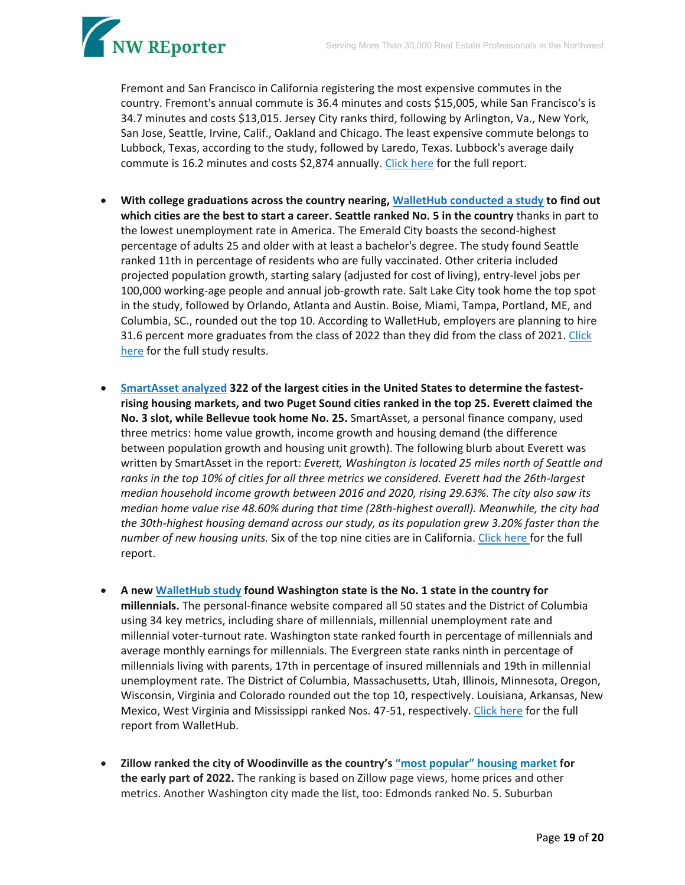Fremont and San Francisco in California registering the most expensive commutes in the country. Fremont's annual commute is 36.4 minutes and costs $15,005, while San Francisco's is 34.7 minutes and costs $13,015. Jersey City ranks third, following by Arlington, Va., New York, San Jose, Seattle, Irvine, Calif., Oakland and Chicago. The least expensive commute belongs to Lubbock, Texas, according to the study, followed by Laredo, Texas. Lubbock's average daily commute is 16.2 minutes and costs $2,874 annually. Click here for the full report.

- **With college graduations across the country nearing, WalletHub conducted a study to find out which cities are the best to start a career. Seattle ranked No. 5 in the country** thanks in part to the lowest unemployment rate in America. The Emerald City boasts the second-highest percentage of adults 25 and older with at least a bachelor's degree. The study found Seattle ranked 11th in percentage of residents who are fully vaccinated. Other criteria included projected population growth, starting salary (adjusted for cost of living), entry-level jobs per 100,000 working-age people and annual job-growth rate. Salt Lake City took home the top spot in the study, followed by Orlando, Atlanta and Austin. Boise, Miami, Tampa, Portland, ME, and Columbia, SC., rounded out the top 10. According to WalletHub, employers are planning to hire 31.6 percent more graduates from the class of 2022 than they did from the class of 2021. Click here for the full study results.

- **SmartAsset analyzed 322 of the largest cities in the United States to determine the fastest-rising housing markets, and two Puget Sound cities ranked in the top 25. Everett claimed the No. 3 slot, while Bellevue took home No. 25.** SmartAsset, a personal finance company, used three metrics: home value growth, income growth and housing demand (the difference between population growth and housing unit growth). The following blurb about Everett was written by SmartAsset in the report: *Everett, Washington is located 25 miles north of Seattle and ranks in the top 10% of cities for all three metrics we considered. Everett had the 26th-largest median household income growth between 2016 and 2020, rising 29.63%. The city also saw its median home value rise 48.60% during that time (28th-highest overall). Meanwhile, the city had the 30th-highest housing demand across our study, as its population grew 3.20% faster than the number of new housing units.* Six of the top nine cities are in California. Click here for the full report.

- **A new WalletHub study found Washington state is the No. 1 state in the country for millennials.** The personal-finance website compared all 50 states and the District of Columbia using 34 key metrics, including share of millennials, millennial unemployment rate and millennial voter-turnout rate. Washington state ranked fourth in percentage of millennials and average monthly earnings for millennials. The Evergreen state ranks ninth in percentage of millennials living with parents, 17th in percentage of insured millennials and 19th in millennial unemployment rate. The District of Columbia, Massachusetts, Utah, Illinois, Minnesota, Oregon, Wisconsin, Virginia and Colorado rounded out the top 10, respectively. Louisiana, Arkansas, New Mexico, West Virginia and Mississippi ranked Nos. 47-51, respectively. Click here for the full report from WalletHub.

- **Zillow ranked the city of Woodinville as the country's "most popular" housing market for the early part of 2022.** The ranking is based on Zillow page views, home prices and other metrics. Another Washington city made the list, too: Edmonds ranked No. 5. Suburban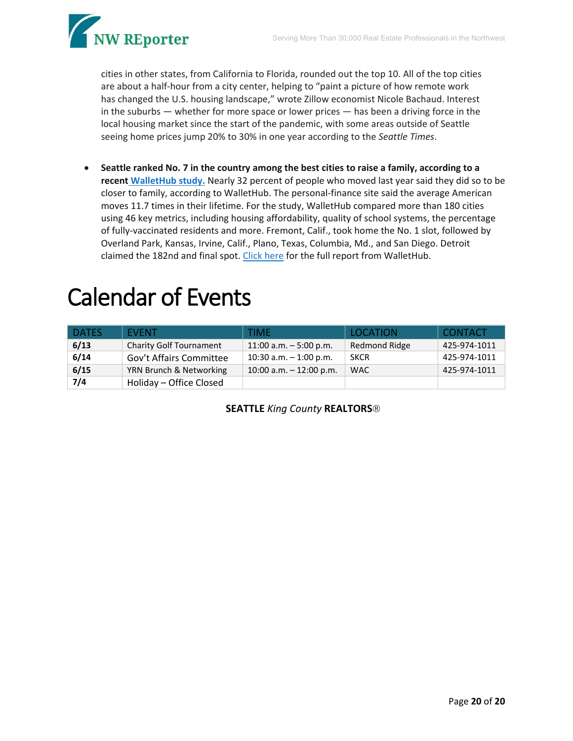cities in other states, from California to Florida, rounded out the top 10. All of the top cities are about a half-hour from a city center, helping to "paint a picture of how remote work has changed the U.S. housing landscape," wrote Zillow economist Nicole Bachaud. Interest in the suburbs — whether for more space or lower prices — has been a driving force in the local housing market since the start of the pandemic, with some areas outside of Seattle seeing home prices jump 20% to 30% in one year according to the *Seattle Times*.

- **Seattle ranked No. 7 in the country among the best cities to raise a family, according to a recent WalletHub study.** Nearly 32 percent of people who moved last year said they did so to be closer to family, according to WalletHub. The personal-finance site said the average American moves 11.7 times in their lifetime. For the study, WalletHub compared more than 180 cities using 46 key metrics, including housing affordability, quality of school systems, the percentage of fully-vaccinated residents and more. Fremont, Calif., took home the No. 1 slot, followed by Overland Park, Kansas, Irvine, Calif., Plano, Texas, Columbia, Md., and San Diego. Detroit claimed the 182nd and final spot. Click here for the full report from WalletHub.

# Calendar of Events

| DATES | EVENT | TIME | LOCATION | CONTACT |
|---|---|---|---|---|
| **6/13** | Charity Golf Tournament | 11:00 a.m. – 5:00 p.m. | Redmond Ridge | 425-974-1011 |
| **6/14** | Gov't Affairs Committee | 10:30 a.m. – 1:00 p.m. | SKCR | 425-974-1011 |
| **6/15** | YRN Brunch & Networking | 10:00 a.m. – 12:00 p.m. | WAC | 425-974-1011 |
| **7/4** | Holiday – Office Closed | | | |

**SEATTLE** *King County* **REALTORS**®